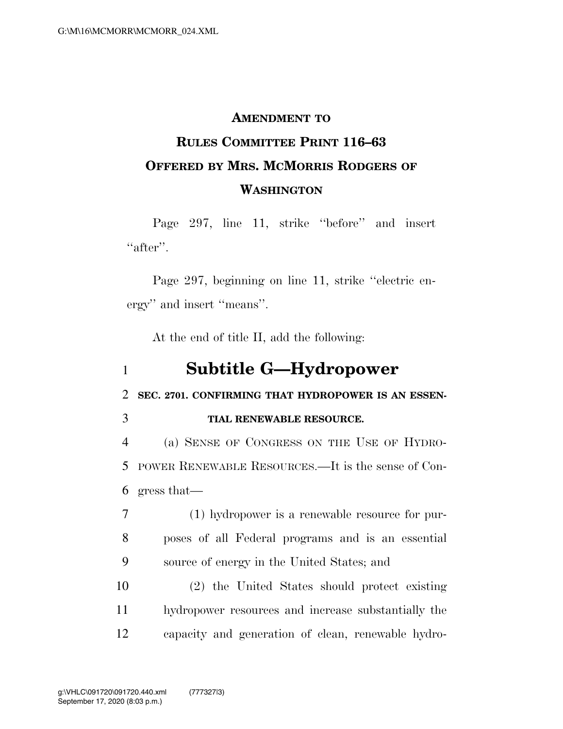# AMENDMENT TO RULES COMMITTEE PRINT 116–63 OFFERED BY MRS. MCMORRIS RODGERS OF WASHINGTON

Page 297, line 11, strike ''before'' and insert ''after''.

Page 297, beginning on line 11, strike ''electric energy'' and insert ''means''.

At the end of title II, add the following:

## Subtitle G—Hydropower

**SEC. 2701. CONFIRMING THAT HYDROPOWER IS AN ESSENTIAL RENEWABLE RESOURCE.**

(a) SENSE OF CONGRESS ON THE USE OF HYDROPOWER RENEWABLE RESOURCES.—It is the sense of Congress that—

(1) hydropower is a renewable resource for purposes of all Federal programs and is an essential source of energy in the United States; and

(2) the United States should protect existing hydropower resources and increase substantially the capacity and generation of clean, renewable hydro-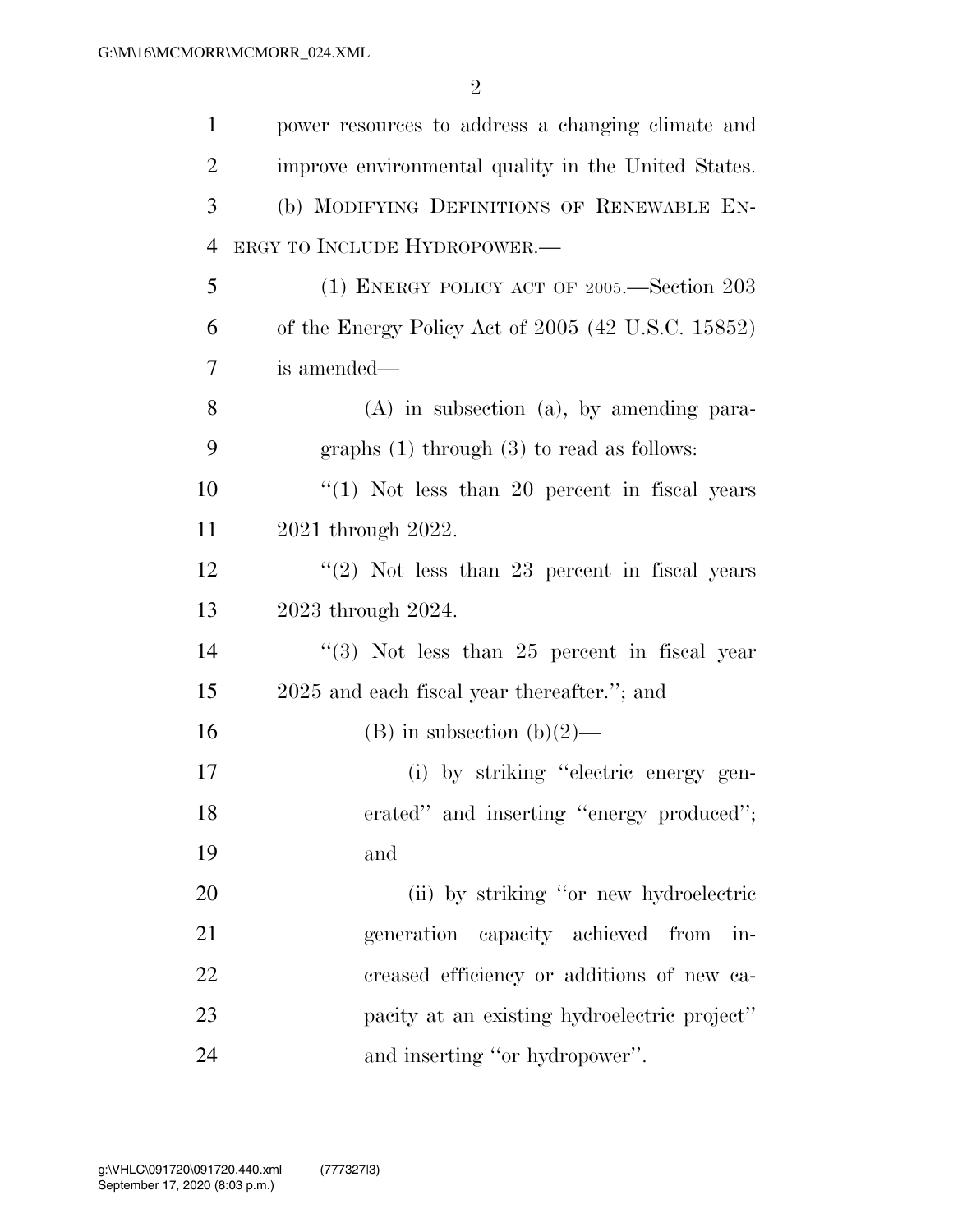power resources to address a changing climate and improve environmental quality in the United States.

(b) MODIFYING DEFINITIONS OF RENEWABLE ENERGY TO INCLUDE HYDROPOWER.—

(1) ENERGY POLICY ACT OF 2005.—Section 203 of the Energy Policy Act of 2005 (42 U.S.C. 15852) is amended—

(A) in subsection (a), by amending paragraphs (1) through (3) to read as follows:

"(1) Not less than 20 percent in fiscal years 2021 through 2022.

"(2) Not less than 23 percent in fiscal years 2023 through 2024.

"(3) Not less than 25 percent in fiscal year 2025 and each fiscal year thereafter."; and

(B) in subsection (b)(2)—

(i) by striking "electric energy generated" and inserting "energy produced"; and

(ii) by striking "or new hydroelectric generation capacity achieved from increased efficiency or additions of new capacity at an existing hydroelectric project" and inserting "or hydropower".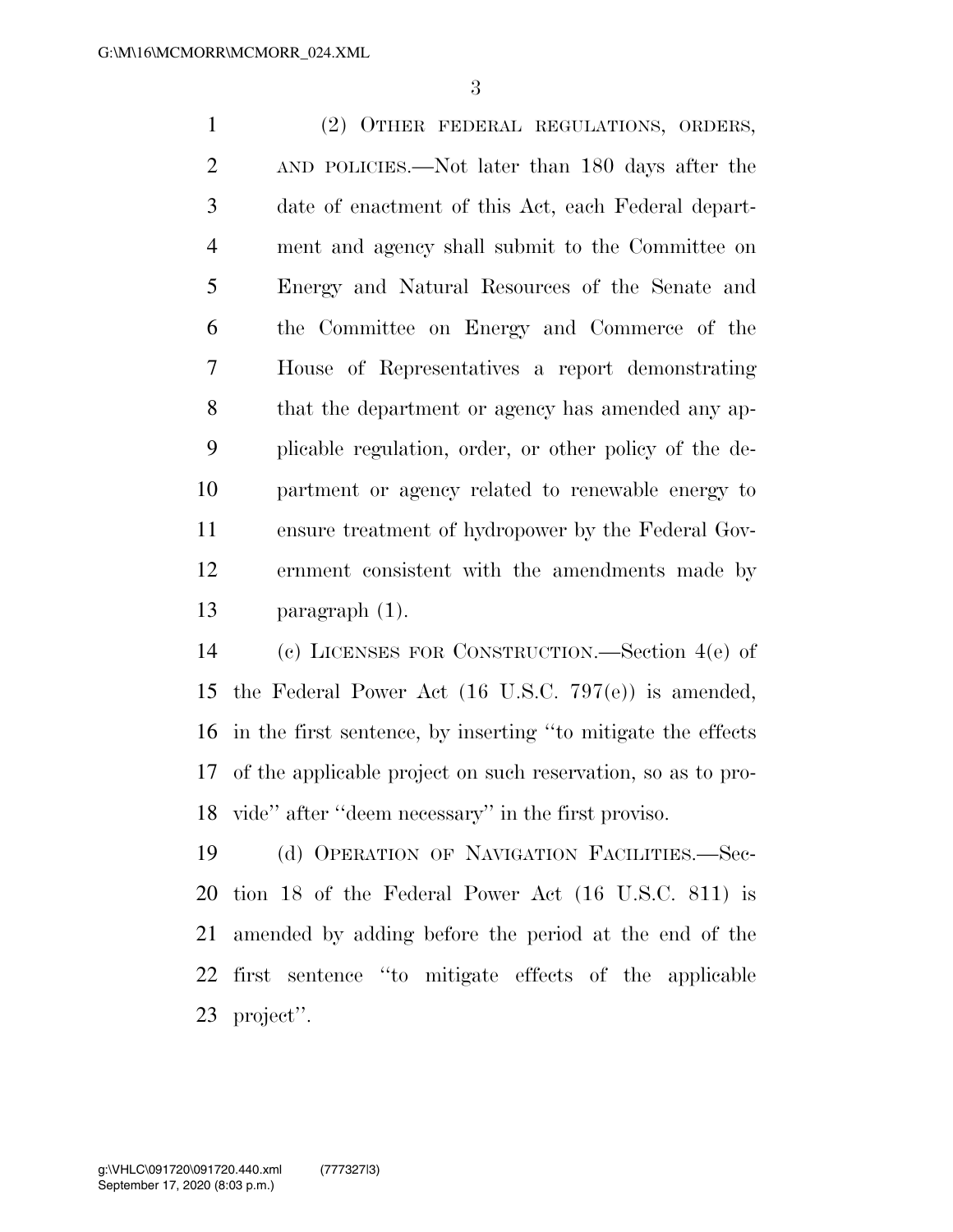(2) OTHER FEDERAL REGULATIONS, ORDERS, AND POLICIES.—Not later than 180 days after the date of enactment of this Act, each Federal department and agency shall submit to the Committee on Energy and Natural Resources of the Senate and the Committee on Energy and Commerce of the House of Representatives a report demonstrating that the department or agency has amended any applicable regulation, order, or other policy of the department or agency related to renewable energy to ensure treatment of hydropower by the Federal Government consistent with the amendments made by paragraph (1).

(c) LICENSES FOR CONSTRUCTION.—Section 4(e) of the Federal Power Act (16 U.S.C. 797(e)) is amended, in the first sentence, by inserting "to mitigate the effects of the applicable project on such reservation, so as to provide" after "deem necessary" in the first proviso.

(d) OPERATION OF NAVIGATION FACILITIES.—Section 18 of the Federal Power Act (16 U.S.C. 811) is amended by adding before the period at the end of the first sentence "to mitigate effects of the applicable project".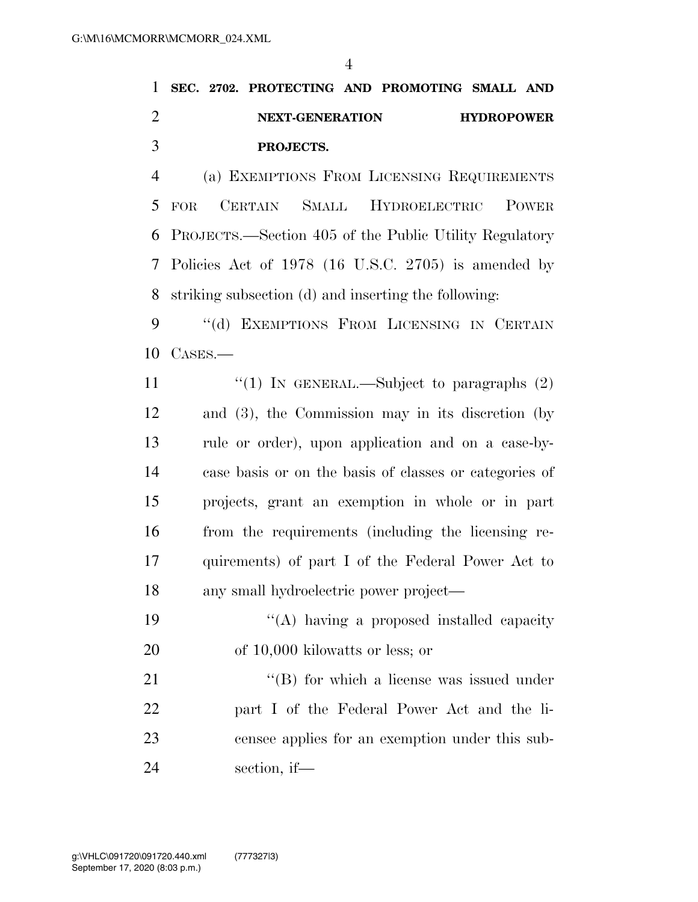**SEC. 2702. PROTECTING AND PROMOTING SMALL AND NEXT-GENERATION HYDROPOWER PROJECTS.**

(a) EXEMPTIONS FROM LICENSING REQUIREMENTS FOR CERTAIN SMALL HYDROELECTRIC POWER PROJECTS.—Section 405 of the Public Utility Regulatory Policies Act of 1978 (16 U.S.C. 2705) is amended by striking subsection (d) and inserting the following:

"(d) EXEMPTIONS FROM LICENSING IN CERTAIN CASES.—

"(1) IN GENERAL.—Subject to paragraphs (2) and (3), the Commission may in its discretion (by rule or order), upon application and on a case-by-case basis or on the basis of classes or categories of projects, grant an exemption in whole or in part from the requirements (including the licensing requirements) of part I of the Federal Power Act to any small hydroelectric power project—

"(A) having a proposed installed capacity of 10,000 kilowatts or less; or

"(B) for which a license was issued under part I of the Federal Power Act and the licensee applies for an exemption under this subsection, if—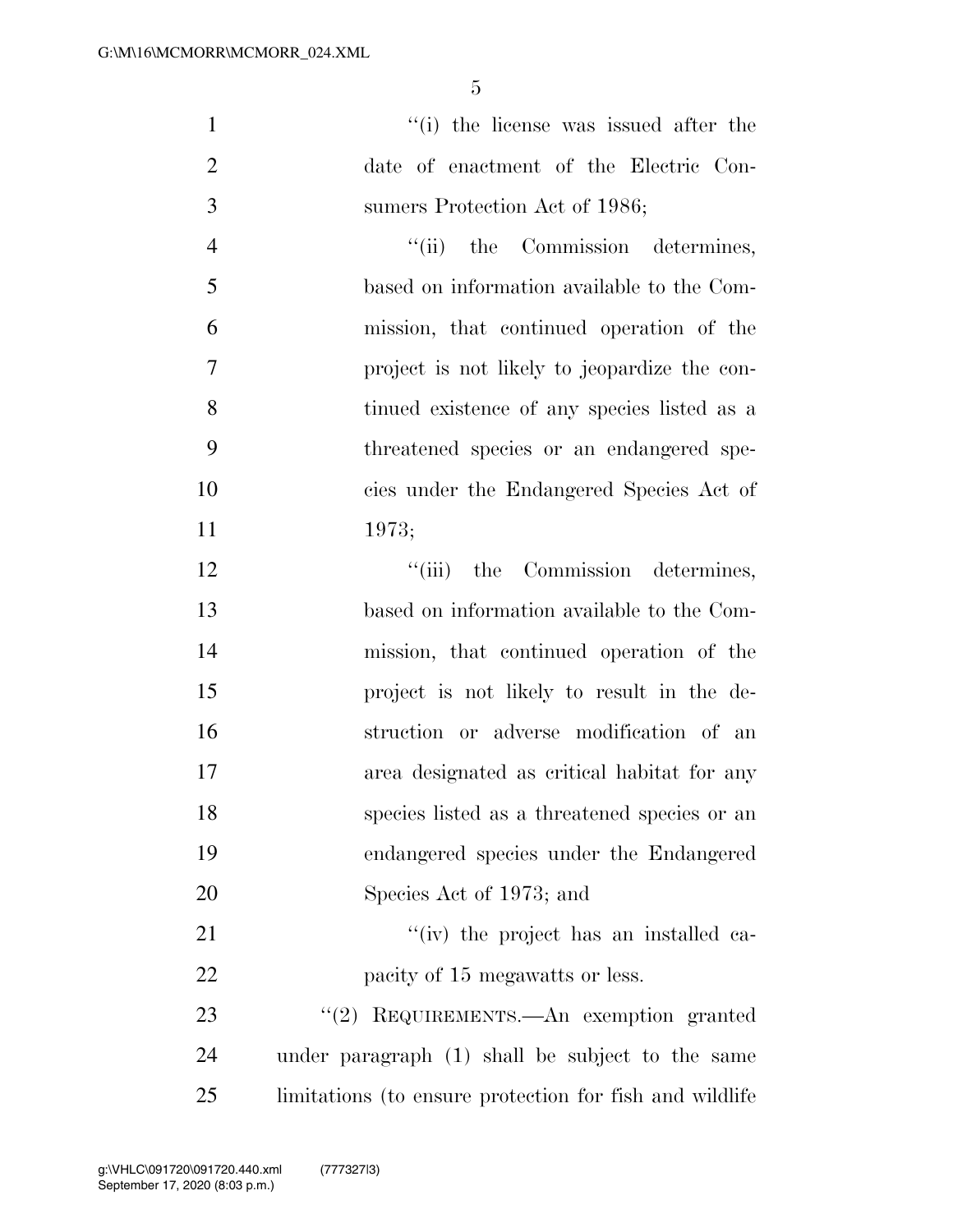"(i) the license was issued after the date of enactment of the Electric Consumers Protection Act of 1986;

"(ii) the Commission determines, based on information available to the Commission, that continued operation of the project is not likely to jeopardize the continued existence of any species listed as a threatened species or an endangered species under the Endangered Species Act of 1973;

"(iii) the Commission determines, based on information available to the Commission, that continued operation of the project is not likely to result in the destruction or adverse modification of an area designated as critical habitat for any species listed as a threatened species or an endangered species under the Endangered Species Act of 1973; and

"(iv) the project has an installed capacity of 15 megawatts or less.

"(2) REQUIREMENTS.—An exemption granted under paragraph (1) shall be subject to the same limitations (to ensure protection for fish and wildlife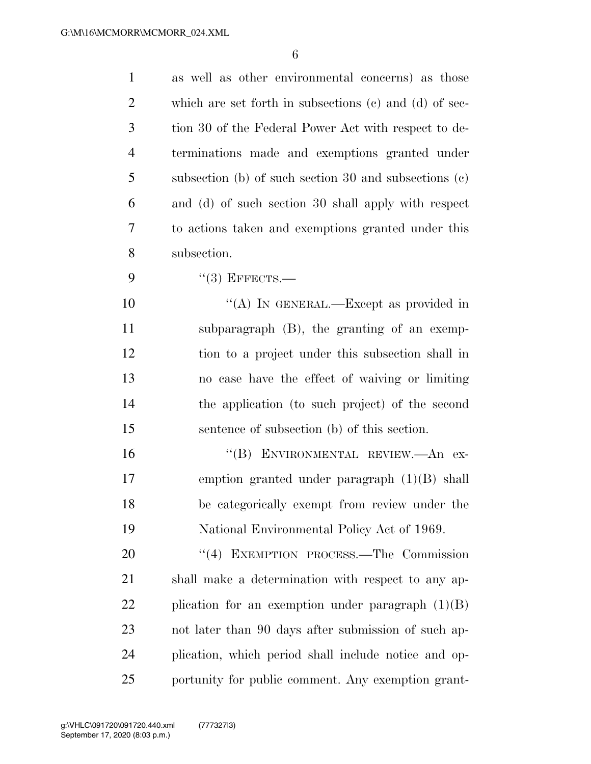as well as other environmental concerns) as those which are set forth in subsections (c) and (d) of section 30 of the Federal Power Act with respect to determinations made and exemptions granted under subsection (b) of such section 30 and subsections (c) and (d) of such section 30 shall apply with respect to actions taken and exemptions granted under this subsection.

"(3) EFFECTS.—

"(A) IN GENERAL.—Except as provided in subparagraph (B), the granting of an exemption to a project under this subsection shall in no case have the effect of waiving or limiting the application (to such project) of the second sentence of subsection (b) of this section.

"(B) ENVIRONMENTAL REVIEW.—An exemption granted under paragraph (1)(B) shall be categorically exempt from review under the National Environmental Policy Act of 1969.

"(4) EXEMPTION PROCESS.—The Commission shall make a determination with respect to any application for an exemption under paragraph (1)(B) not later than 90 days after submission of such application, which period shall include notice and opportunity for public comment. Any exemption grant-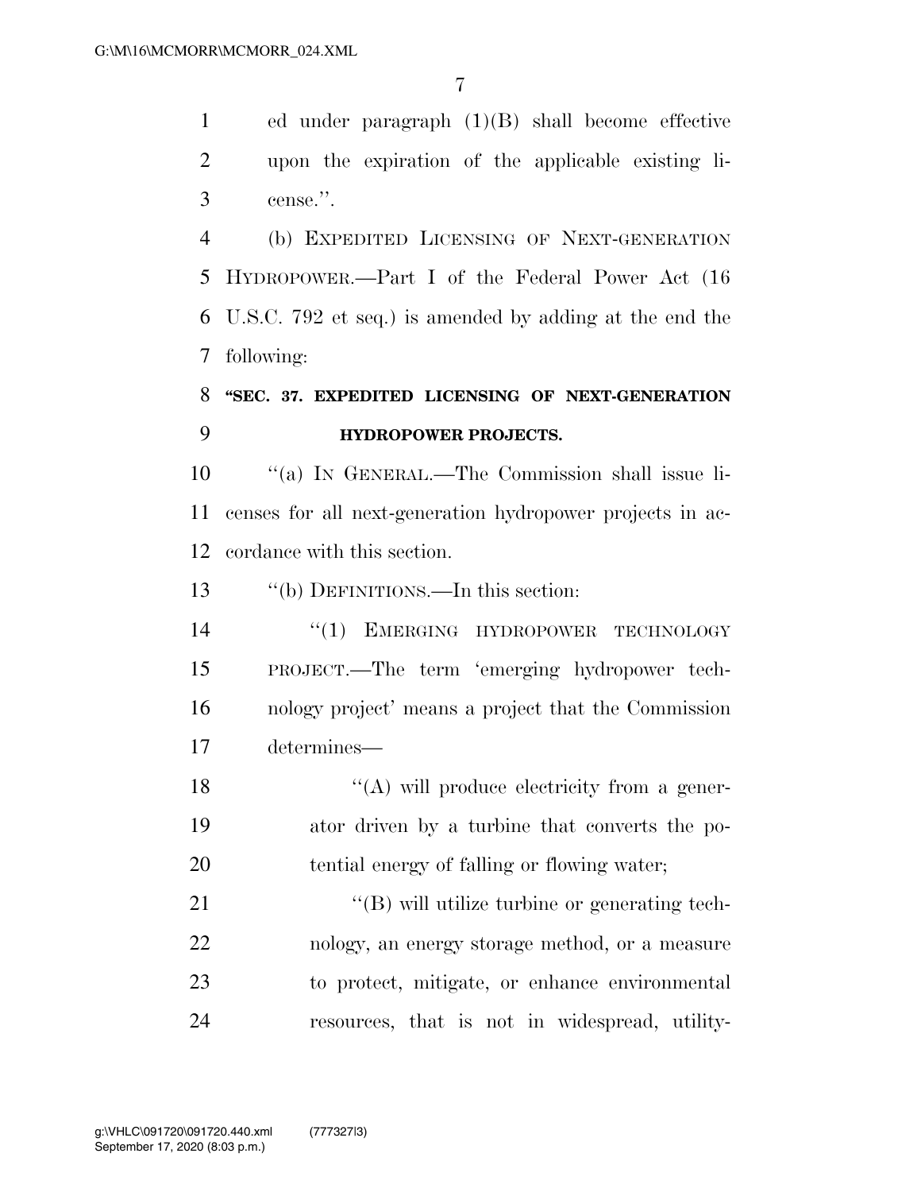ed under paragraph (1)(B) shall become effective upon the expiration of the applicable existing license.''.

(b) EXPEDITED LICENSING OF NEXT-GENERATION HYDROPOWER.—Part I of the Federal Power Act (16 U.S.C. 792 et seq.) is amended by adding at the end the following:

**"SEC. 37. EXPEDITED LICENSING OF NEXT-GENERATION HYDROPOWER PROJECTS.**

''(a) IN GENERAL.—The Commission shall issue licenses for all next-generation hydropower projects in accordance with this section.

''(b) DEFINITIONS.—In this section:

''(1) EMERGING HYDROPOWER TECHNOLOGY PROJECT.—The term 'emerging hydropower technology project' means a project that the Commission determines—

''(A) will produce electricity from a generator driven by a turbine that converts the potential energy of falling or flowing water;

''(B) will utilize turbine or generating technology, an energy storage method, or a measure to protect, mitigate, or enhance environmental resources, that is not in widespread, utility-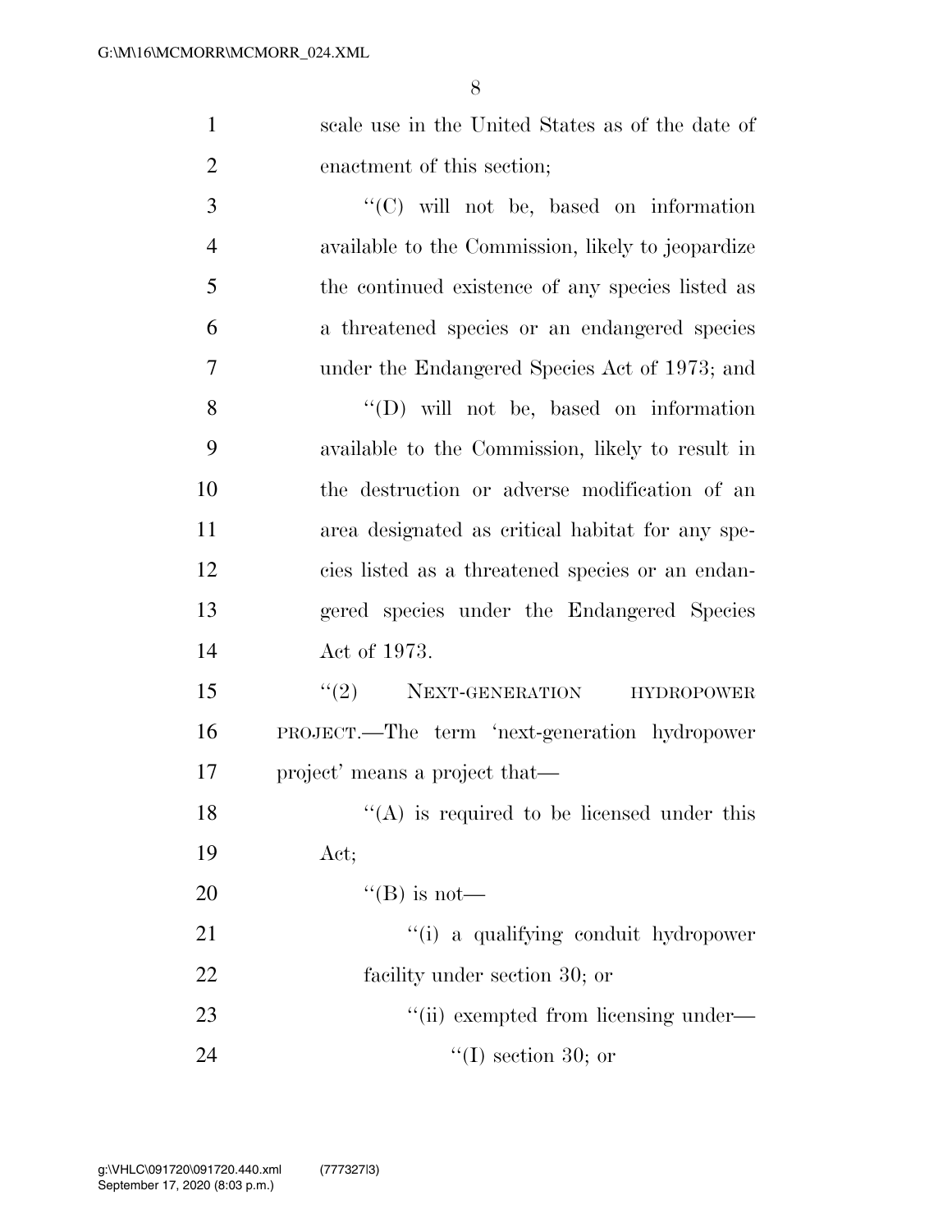scale use in the United States as of the date of enactment of this section;

''(C) will not be, based on information available to the Commission, likely to jeopardize the continued existence of any species listed as a threatened species or an endangered species under the Endangered Species Act of 1973; and

''(D) will not be, based on information available to the Commission, likely to result in the destruction or adverse modification of an area designated as critical habitat for any species listed as a threatened species or an endangered species under the Endangered Species Act of 1973.

''(2) NEXT-GENERATION HYDROPOWER PROJECT.—The term 'next-generation hydropower project' means a project that—

''(A) is required to be licensed under this Act;

''(B) is not—

''(i) a qualifying conduit hydropower facility under section 30; or

''(ii) exempted from licensing under—

''(I) section 30; or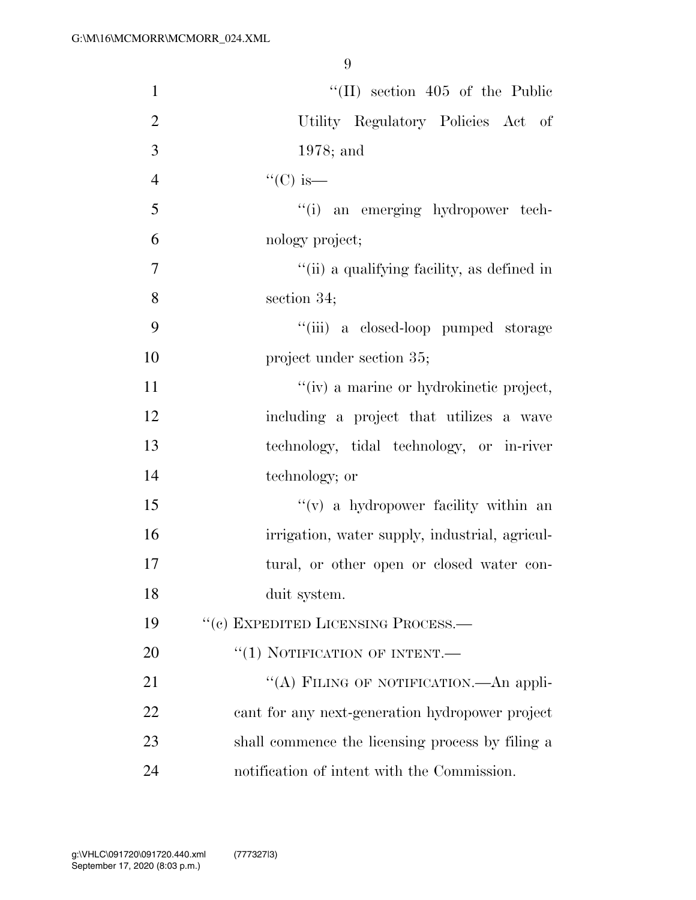"(II) section 405 of the Public Utility Regulatory Policies Act of 1978; and

"(C) is—

"(i) an emerging hydropower technology project;

"(ii) a qualifying facility, as defined in section 34;

"(iii) a closed-loop pumped storage project under section 35;

"(iv) a marine or hydrokinetic project, including a project that utilizes a wave technology, tidal technology, or in-river technology; or

"(v) a hydropower facility within an irrigation, water supply, industrial, agricultural, or other open or closed water conduit system.

"(c) EXPEDITED LICENSING PROCESS.—

"(1) NOTIFICATION OF INTENT.—

"(A) FILING OF NOTIFICATION.—An applicant for any next-generation hydropower project shall commence the licensing process by filing a notification of intent with the Commission.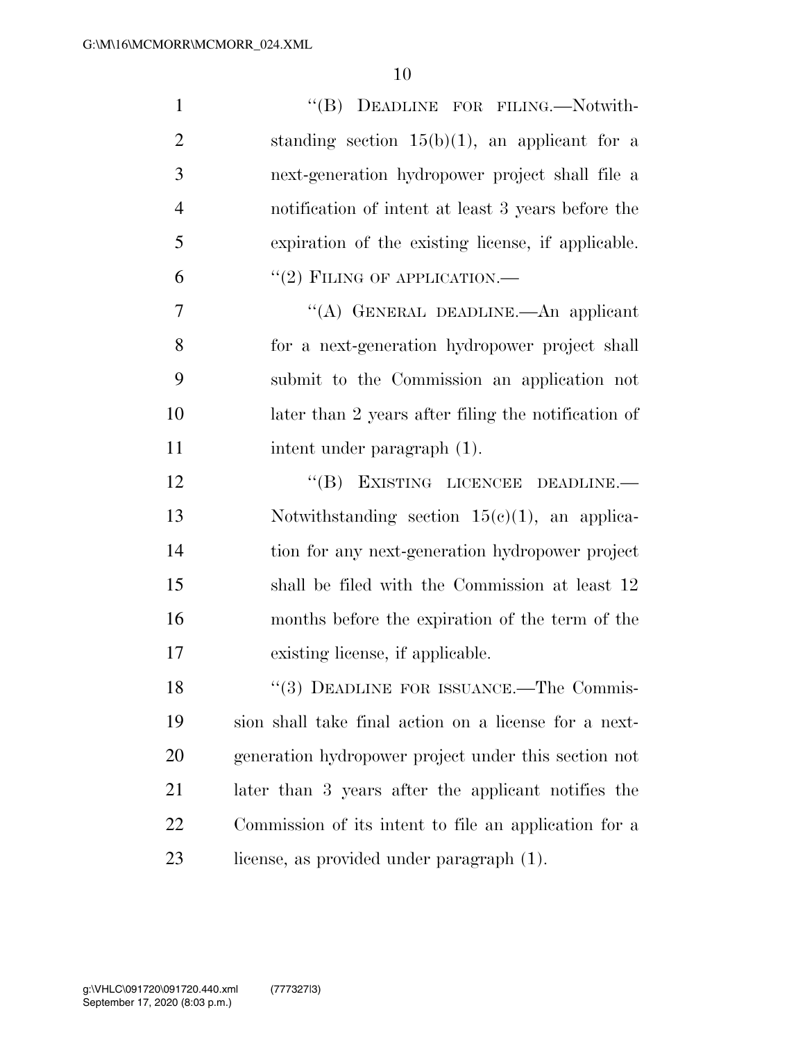"(B) DEADLINE FOR FILING.—Notwithstanding section 15(b)(1), an applicant for a next-generation hydropower project shall file a notification of intent at least 3 years before the expiration of the existing license, if applicable.

"(2) FILING OF APPLICATION.—

"(A) GENERAL DEADLINE.—An applicant for a next-generation hydropower project shall submit to the Commission an application not later than 2 years after filing the notification of intent under paragraph (1).

"(B) EXISTING LICENCEE DEADLINE.—Notwithstanding section 15(c)(1), an application for any next-generation hydropower project shall be filed with the Commission at least 12 months before the expiration of the term of the existing license, if applicable.

"(3) DEADLINE FOR ISSUANCE.—The Commission shall take final action on a license for a next-generation hydropower project under this section not later than 3 years after the applicant notifies the Commission of its intent to file an application for a license, as provided under paragraph (1).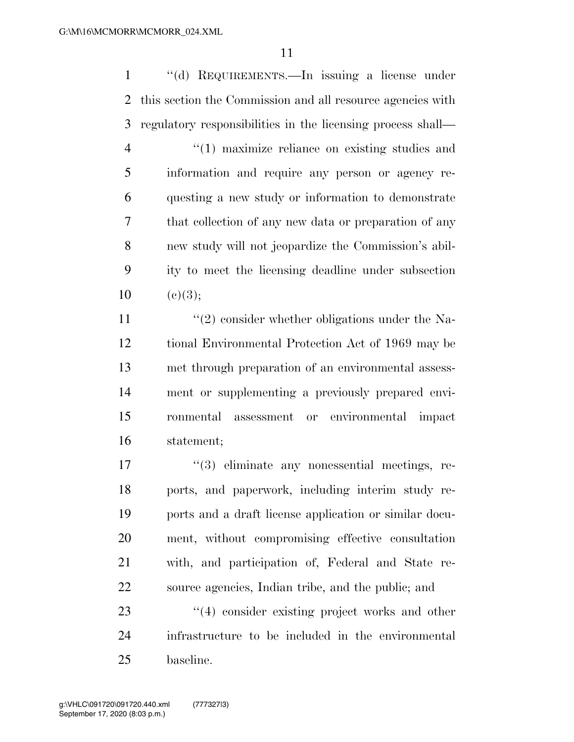''(d) REQUIREMENTS.—In issuing a license under this section the Commission and all resource agencies with regulatory responsibilities in the licensing process shall—

''(1) maximize reliance on existing studies and information and require any person or agency requesting a new study or information to demonstrate that collection of any new data or preparation of any new study will not jeopardize the Commission's ability to meet the licensing deadline under subsection (c)(3);

''(2) consider whether obligations under the National Environmental Protection Act of 1969 may be met through preparation of an environmental assessment or supplementing a previously prepared environmental assessment or environmental impact statement;

''(3) eliminate any nonessential meetings, reports, and paperwork, including interim study reports and a draft license application or similar document, without compromising effective consultation with, and participation of, Federal and State resource agencies, Indian tribe, and the public; and

''(4) consider existing project works and other infrastructure to be included in the environmental baseline.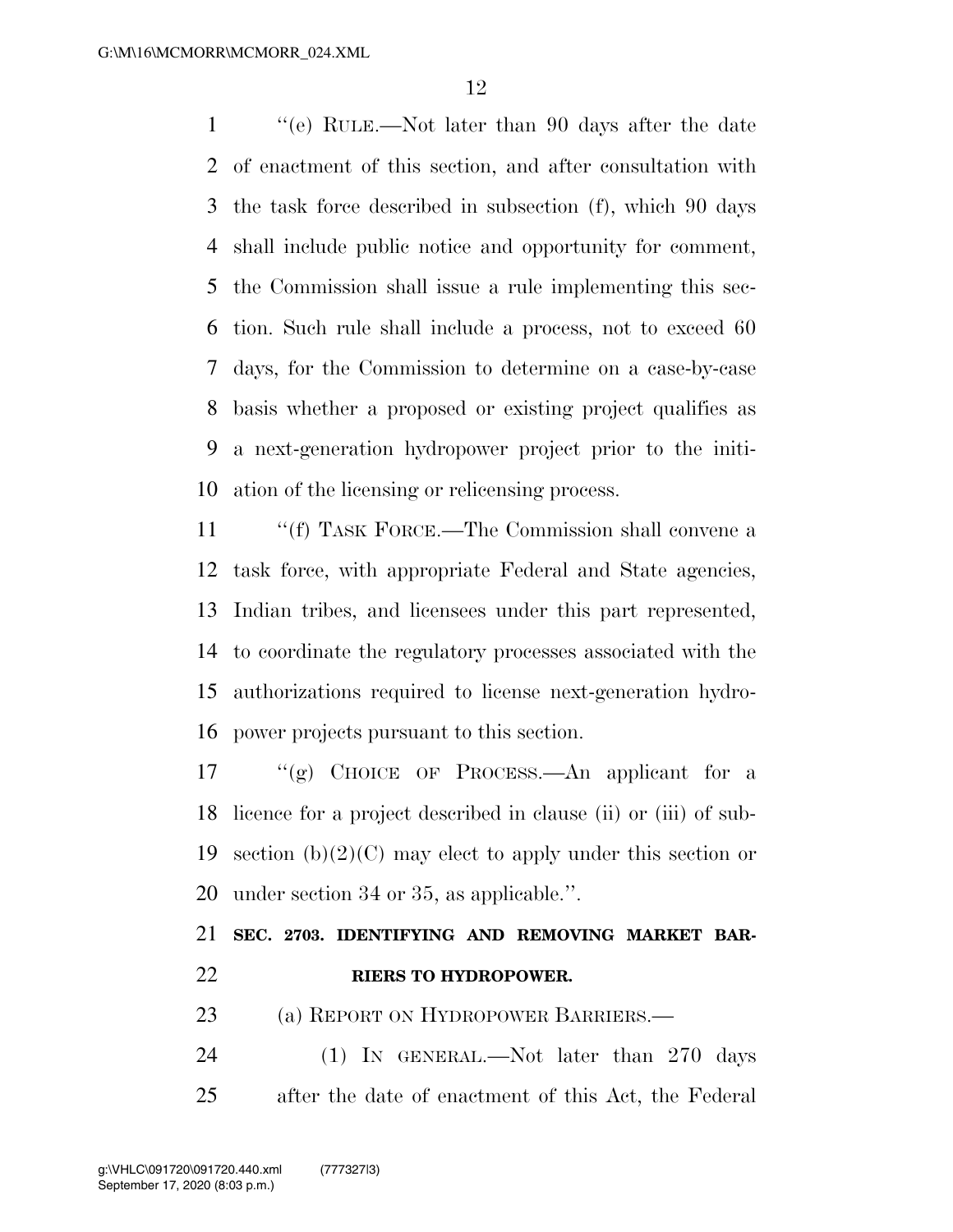''(e) RULE.—Not later than 90 days after the date of enactment of this section, and after consultation with the task force described in subsection (f), which 90 days shall include public notice and opportunity for comment, the Commission shall issue a rule implementing this section. Such rule shall include a process, not to exceed 60 days, for the Commission to determine on a case-by-case basis whether a proposed or existing project qualifies as a next-generation hydropower project prior to the initiation of the licensing or relicensing process.

''(f) TASK FORCE.—The Commission shall convene a task force, with appropriate Federal and State agencies, Indian tribes, and licensees under this part represented, to coordinate the regulatory processes associated with the authorizations required to license next-generation hydropower projects pursuant to this section.

''(g) CHOICE OF PROCESS.—An applicant for a licence for a project described in clause (ii) or (iii) of subsection (b)(2)(C) may elect to apply under this section or under section 34 or 35, as applicable.''.

**SEC. 2703. IDENTIFYING AND REMOVING MARKET BARRIERS TO HYDROPOWER.**

(a) REPORT ON HYDROPOWER BARRIERS.—

(1) IN GENERAL.—Not later than 270 days after the date of enactment of this Act, the Federal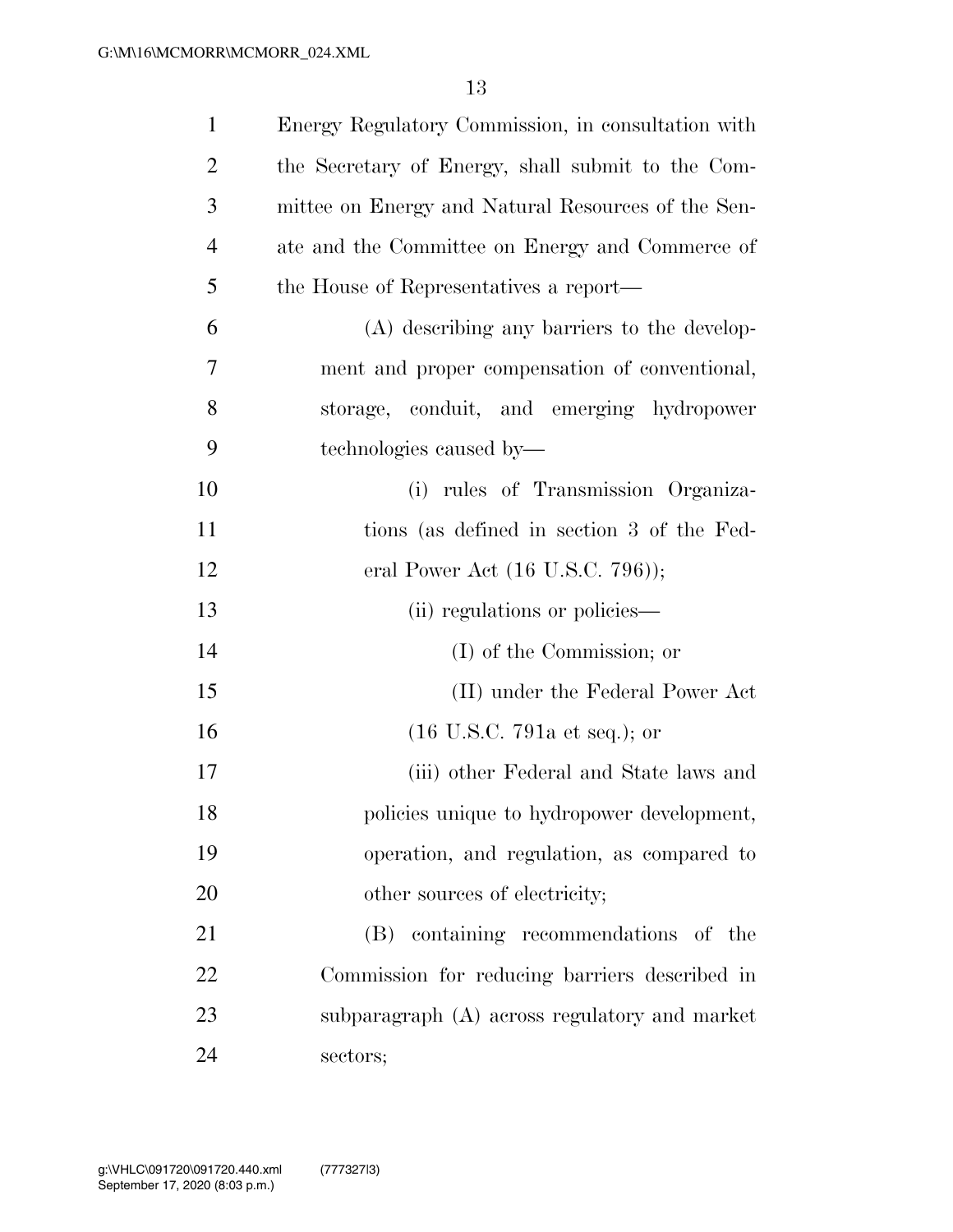Energy Regulatory Commission, in consultation with the Secretary of Energy, shall submit to the Committee on Energy and Natural Resources of the Senate and the Committee on Energy and Commerce of the House of Representatives a report—

(A) describing any barriers to the development and proper compensation of conventional, storage, conduit, and emerging hydropower technologies caused by—

(i) rules of Transmission Organizations (as defined in section 3 of the Federal Power Act (16 U.S.C. 796));

(ii) regulations or policies—

(I) of the Commission; or

(II) under the Federal Power Act (16 U.S.C. 791a et seq.); or

(iii) other Federal and State laws and policies unique to hydropower development, operation, and regulation, as compared to other sources of electricity;

(B) containing recommendations of the Commission for reducing barriers described in subparagraph (A) across regulatory and market sectors;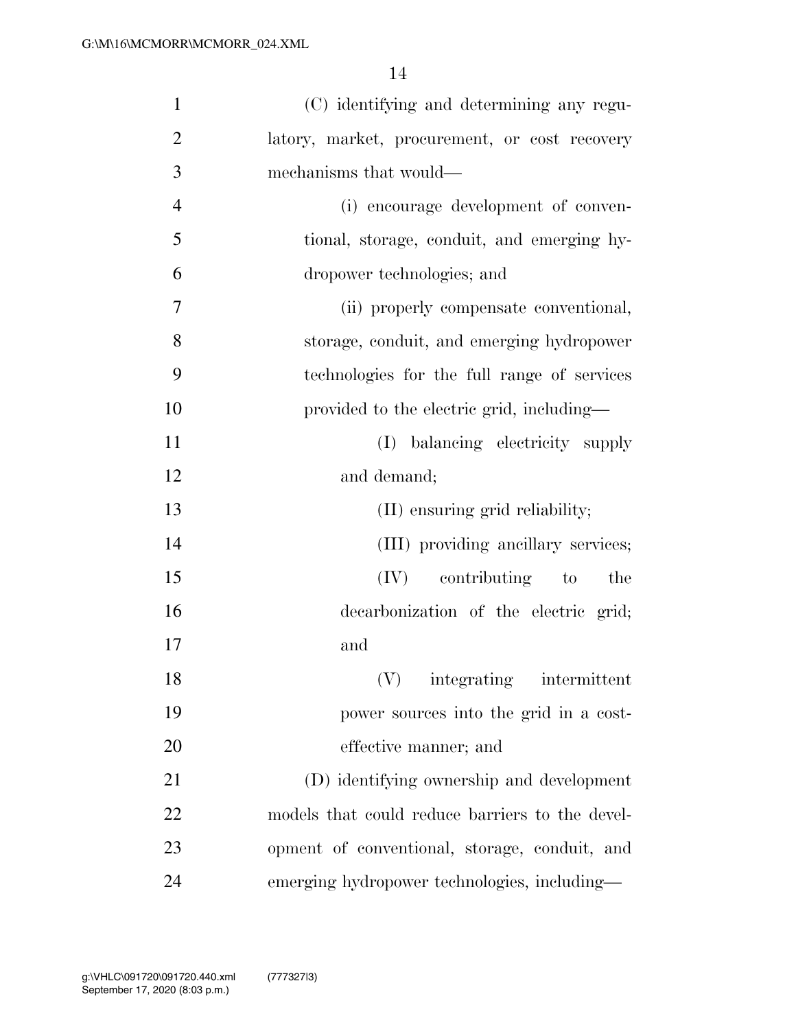(C) identifying and determining any regulatory, market, procurement, or cost recovery mechanisms that would—

(i) encourage development of conventional, storage, conduit, and emerging hydropower technologies; and

(ii) properly compensate conventional, storage, conduit, and emerging hydropower technologies for the full range of services provided to the electric grid, including—

(I) balancing electricity supply and demand;

(II) ensuring grid reliability;

(III) providing ancillary services;

(IV) contributing to the decarbonization of the electric grid; and

(V) integrating intermittent power sources into the grid in a cost-effective manner; and

(D) identifying ownership and development models that could reduce barriers to the development of conventional, storage, conduit, and emerging hydropower technologies, including—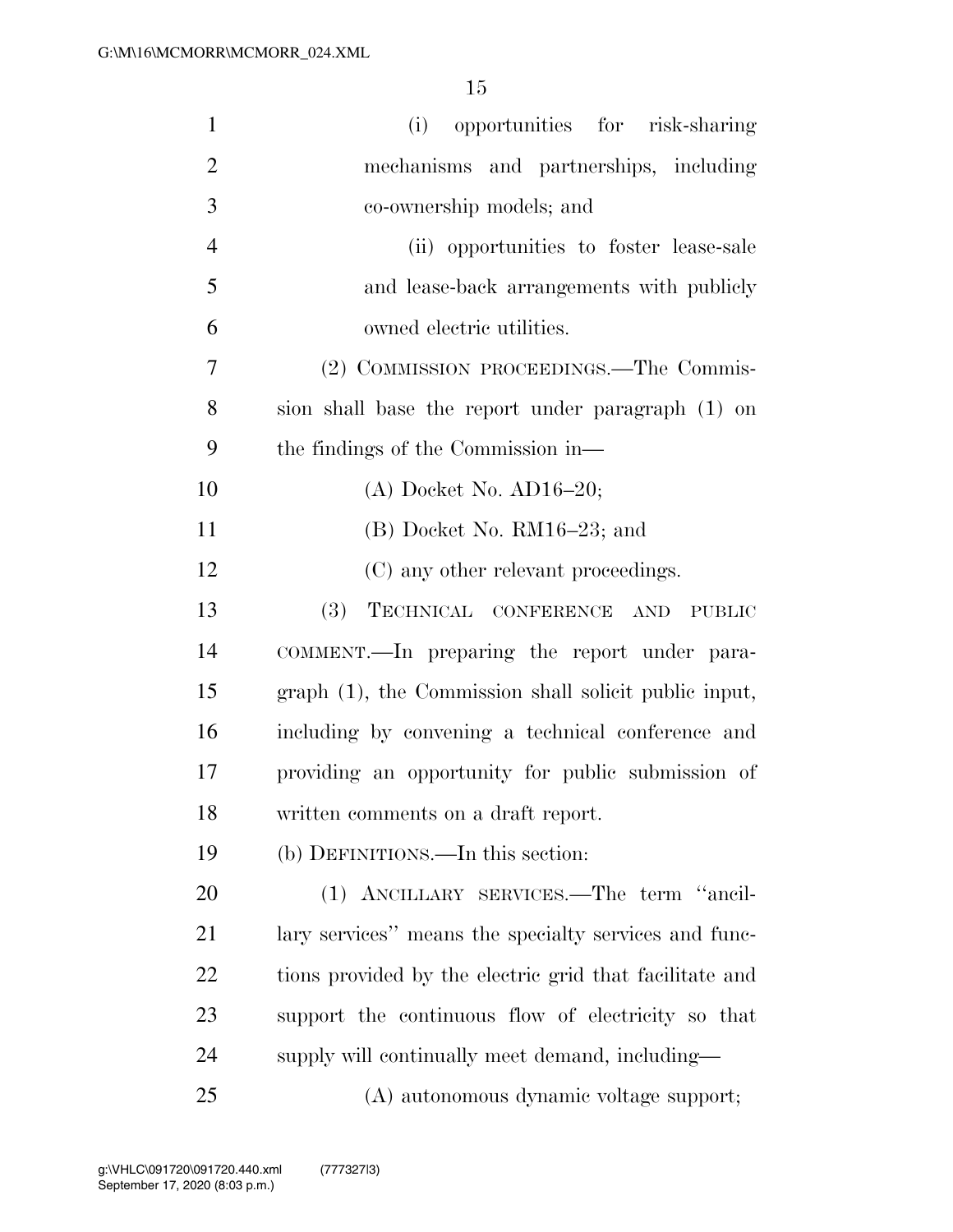(i) opportunities for risk-sharing mechanisms and partnerships, including co-ownership models; and

(ii) opportunities to foster lease-sale and lease-back arrangements with publicly owned electric utilities.

(2) COMMISSION PROCEEDINGS.—The Commission shall base the report under paragraph (1) on the findings of the Commission in—

(A) Docket No. AD16–20;

(B) Docket No. RM16–23; and

(C) any other relevant proceedings.

(3) TECHNICAL CONFERENCE AND PUBLIC COMMENT.—In preparing the report under paragraph (1), the Commission shall solicit public input, including by convening a technical conference and providing an opportunity for public submission of written comments on a draft report.

(b) DEFINITIONS.—In this section:

(1) ANCILLARY SERVICES.—The term ''ancillary services'' means the specialty services and functions provided by the electric grid that facilitate and support the continuous flow of electricity so that supply will continually meet demand, including—

(A) autonomous dynamic voltage support;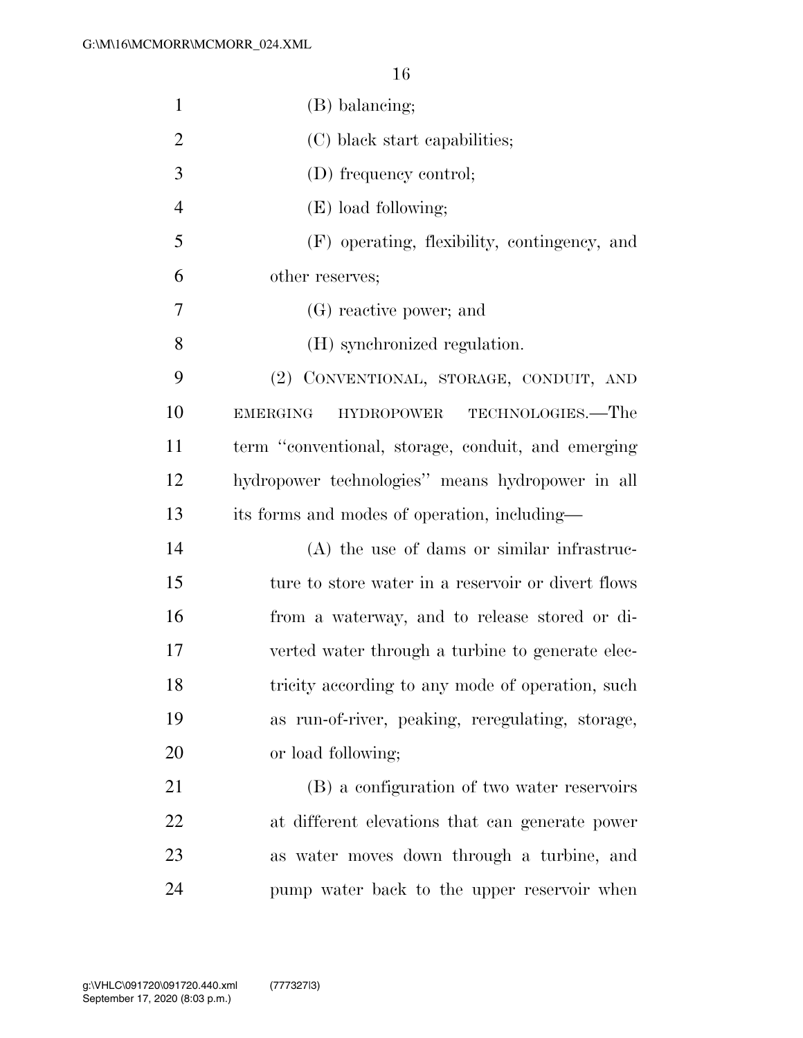(B) balancing;

(C) black start capabilities;

(D) frequency control;

(E) load following;

(F) operating, flexibility, contingency, and other reserves;

(G) reactive power; and

(H) synchronized regulation.

(2) CONVENTIONAL, STORAGE, CONDUIT, AND EMERGING HYDROPOWER TECHNOLOGIES.—The term "conventional, storage, conduit, and emerging hydropower technologies" means hydropower in all its forms and modes of operation, including—

(A) the use of dams or similar infrastructure to store water in a reservoir or divert flows from a waterway, and to release stored or diverted water through a turbine to generate electricity according to any mode of operation, such as run-of-river, peaking, reregulating, storage, or load following;

(B) a configuration of two water reservoirs at different elevations that can generate power as water moves down through a turbine, and pump water back to the upper reservoir when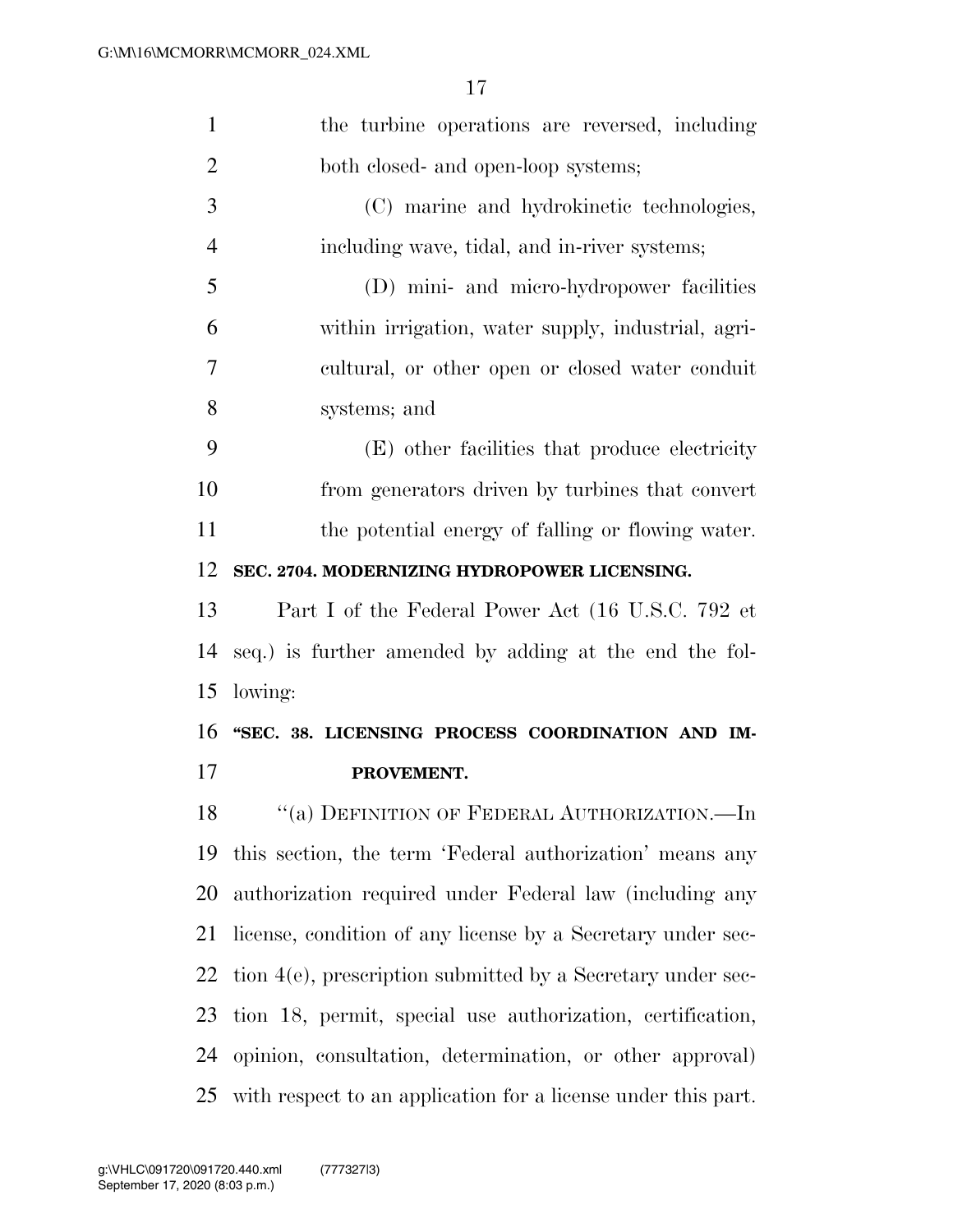the turbine operations are reversed, including both closed- and open-loop systems;

(C) marine and hydrokinetic technologies, including wave, tidal, and in-river systems;

(D) mini- and micro-hydropower facilities within irrigation, water supply, industrial, agricultural, or other open or closed water conduit systems; and

(E) other facilities that produce electricity from generators driven by turbines that convert the potential energy of falling or flowing water.

**SEC. 2704. MODERNIZING HYDROPOWER LICENSING.**

Part I of the Federal Power Act (16 U.S.C. 792 et seq.) is further amended by adding at the end the following:

**"SEC. 38. LICENSING PROCESS COORDINATION AND IMPROVEMENT.**

"(a) DEFINITION OF FEDERAL AUTHORIZATION.—In this section, the term 'Federal authorization' means any authorization required under Federal law (including any license, condition of any license by a Secretary under section 4(e), prescription submitted by a Secretary under section 18, permit, special use authorization, certification, opinion, consultation, determination, or other approval) with respect to an application for a license under this part.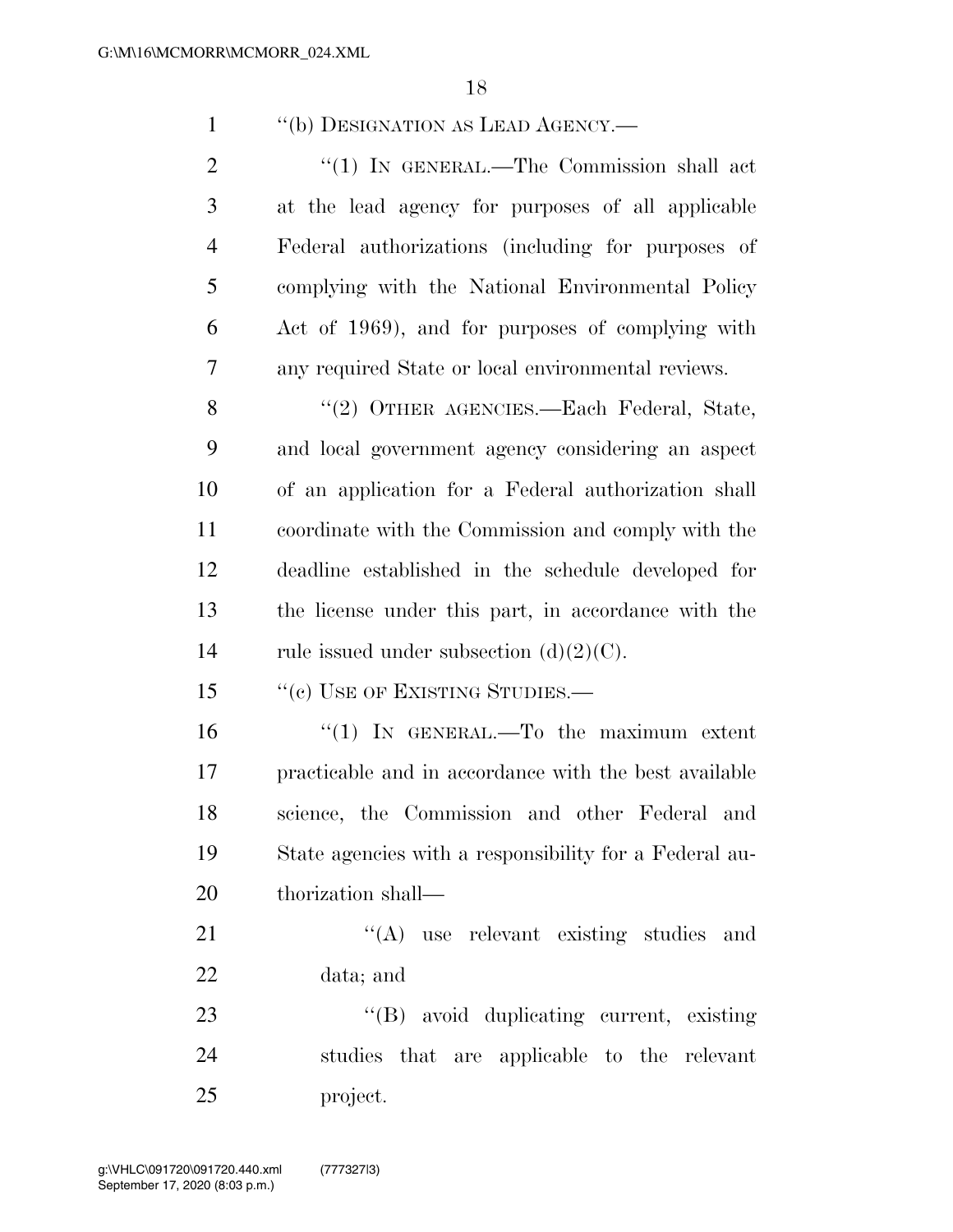"(b) DESIGNATION AS LEAD AGENCY.—

"(1) IN GENERAL.—The Commission shall act at the lead agency for purposes of all applicable Federal authorizations (including for purposes of complying with the National Environmental Policy Act of 1969), and for purposes of complying with any required State or local environmental reviews.

"(2) OTHER AGENCIES.—Each Federal, State, and local government agency considering an aspect of an application for a Federal authorization shall coordinate with the Commission and comply with the deadline established in the schedule developed for the license under this part, in accordance with the rule issued under subsection (d)(2)(C).

"(c) USE OF EXISTING STUDIES.—

"(1) IN GENERAL.—To the maximum extent practicable and in accordance with the best available science, the Commission and other Federal and State agencies with a responsibility for a Federal authorization shall—

"(A) use relevant existing studies and data; and

"(B) avoid duplicating current, existing studies that are applicable to the relevant project.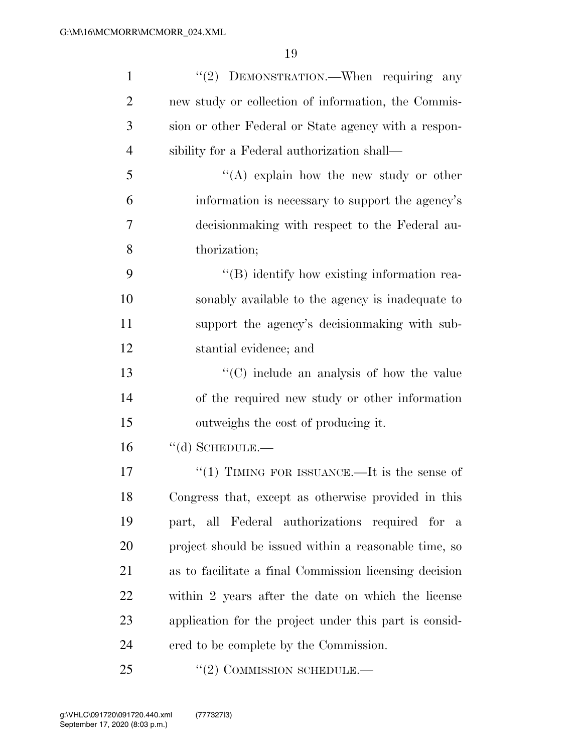"(2) DEMONSTRATION.—When requiring any new study or collection of information, the Commission or other Federal or State agency with a responsibility for a Federal authorization shall—

"(A) explain how the new study or other information is necessary to support the agency's decisionmaking with respect to the Federal authorization;

"(B) identify how existing information reasonably available to the agency is inadequate to support the agency's decisionmaking with substantial evidence; and

"(C) include an analysis of how the value of the required new study or other information outweighs the cost of producing it.

"(d) SCHEDULE.—

"(1) TIMING FOR ISSUANCE.—It is the sense of Congress that, except as otherwise provided in this part, all Federal authorizations required for a project should be issued within a reasonable time, so as to facilitate a final Commission licensing decision within 2 years after the date on which the license application for the project under this part is considered to be complete by the Commission.

"(2) COMMISSION SCHEDULE.—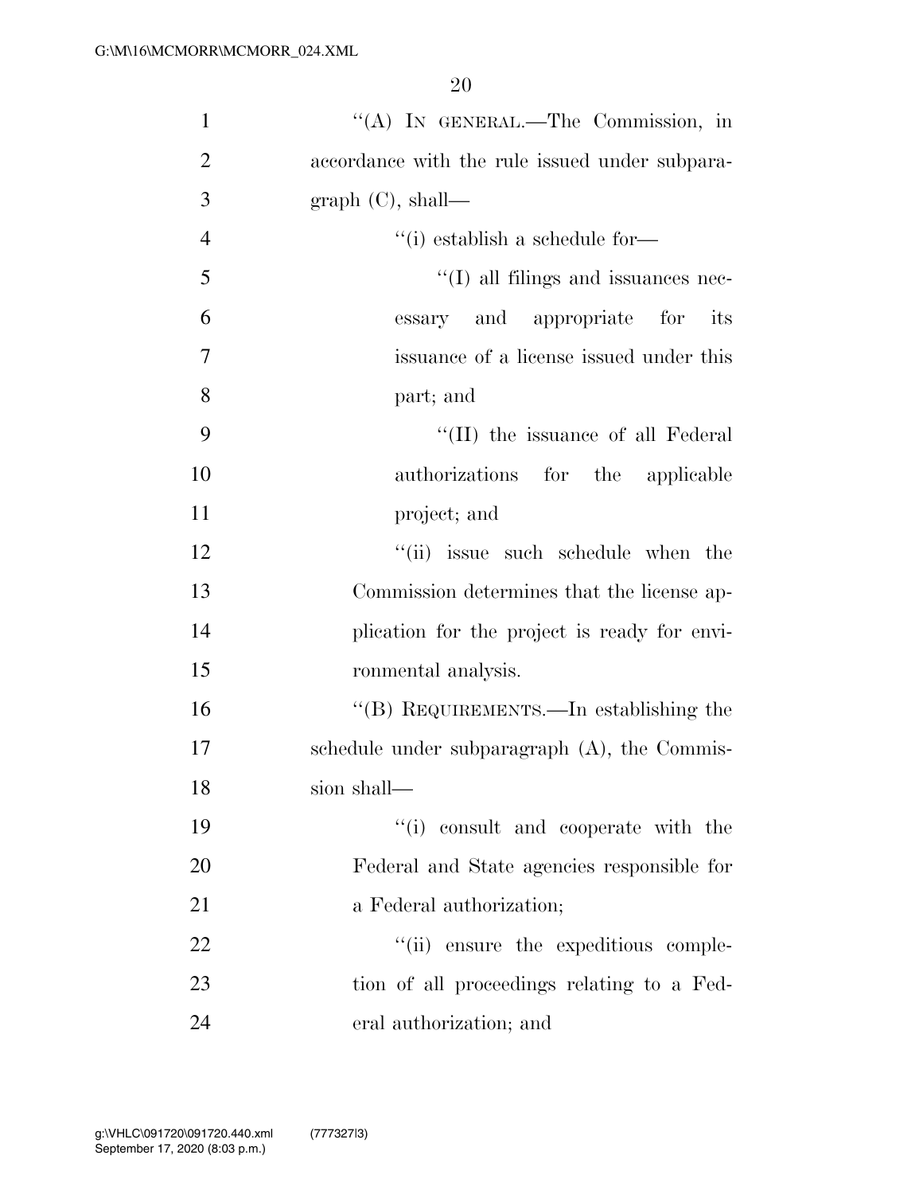''(A) IN GENERAL.—The Commission, in accordance with the rule issued under subparagraph (C), shall—

''(i) establish a schedule for—

''(I) all filings and issuances necessary and appropriate for its issuance of a license issued under this part; and

''(II) the issuance of all Federal authorizations for the applicable project; and

''(ii) issue such schedule when the Commission determines that the license application for the project is ready for environmental analysis.

''(B) REQUIREMENTS.—In establishing the schedule under subparagraph (A), the Commission shall—

''(i) consult and cooperate with the Federal and State agencies responsible for a Federal authorization;

''(ii) ensure the expeditious completion of all proceedings relating to a Federal authorization; and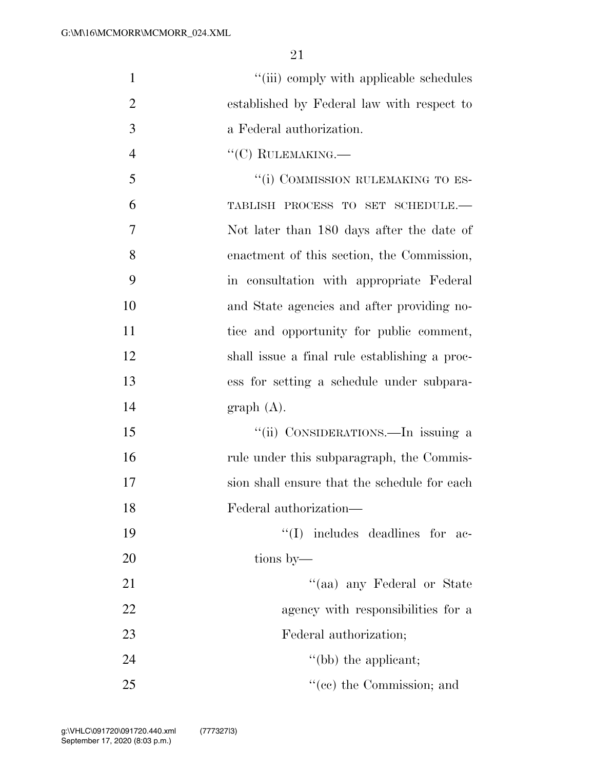"(iii) comply with applicable schedules established by Federal law with respect to a Federal authorization.

"(C) RULEMAKING.—

"(i) COMMISSION RULEMAKING TO ESTABLISH PROCESS TO SET SCHEDULE.—Not later than 180 days after the date of enactment of this section, the Commission, in consultation with appropriate Federal and State agencies and after providing notice and opportunity for public comment, shall issue a final rule establishing a process for setting a schedule under subparagraph (A).

"(ii) CONSIDERATIONS.—In issuing a rule under this subparagraph, the Commission shall ensure that the schedule for each Federal authorization—

"(I) includes deadlines for actions by—

"(aa) any Federal or State agency with responsibilities for a Federal authorization;

"(bb) the applicant;

"(cc) the Commission; and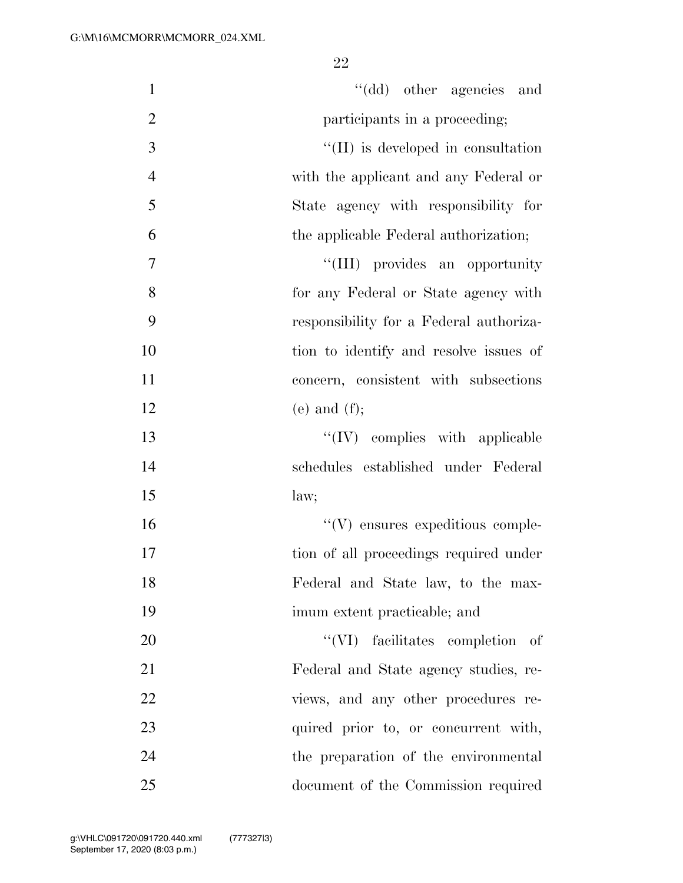''(dd) other agencies and participants in a proceeding;

''(II) is developed in consultation with the applicant and any Federal or State agency with responsibility for the applicable Federal authorization;

''(III) provides an opportunity for any Federal or State agency with responsibility for a Federal authorization to identify and resolve issues of concern, consistent with subsections (e) and (f);

''(IV) complies with applicable schedules established under Federal law;

''(V) ensures expeditious completion of all proceedings required under Federal and State law, to the maximum extent practicable; and

''(VI) facilitates completion of Federal and State agency studies, reviews, and any other procedures required prior to, or concurrent with, the preparation of the environmental document of the Commission required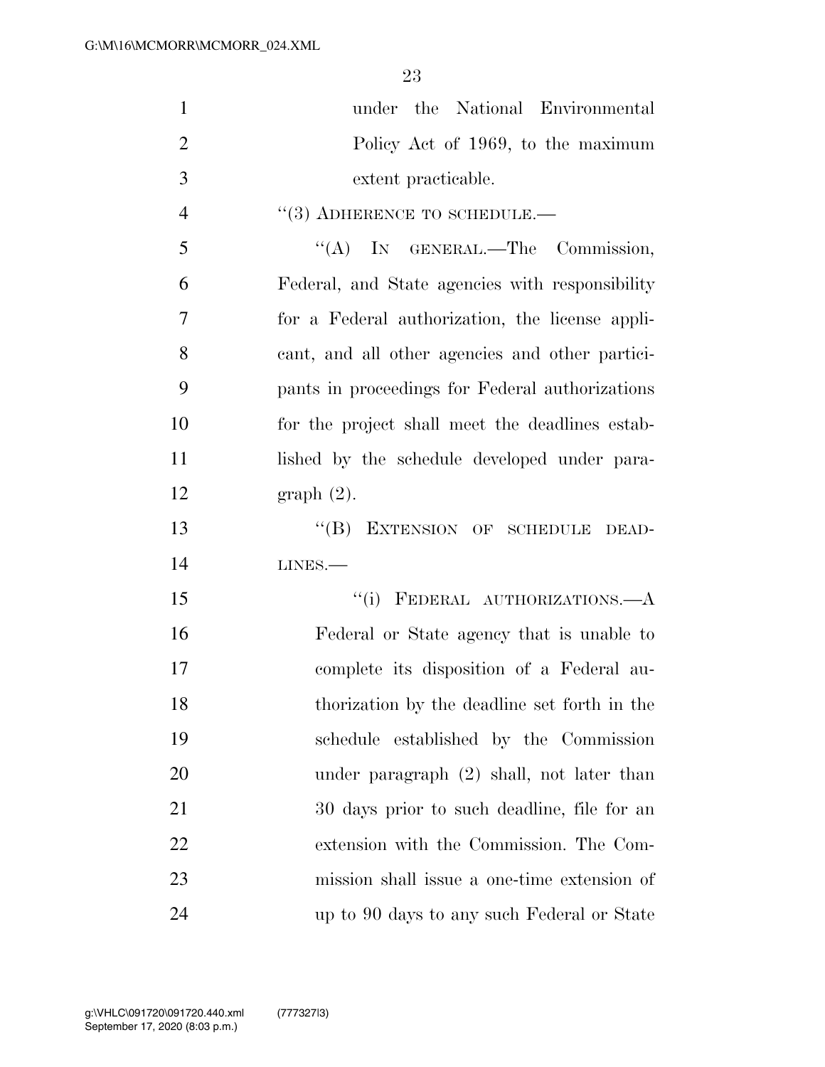under the National Environmental Policy Act of 1969, to the maximum extent practicable.

"(3) ADHERENCE TO SCHEDULE.—

"(A) IN GENERAL.—The Commission, Federal, and State agencies with responsibility for a Federal authorization, the license applicant, and all other agencies and other participants in proceedings for Federal authorizations for the project shall meet the deadlines established by the schedule developed under paragraph (2).

"(B) EXTENSION OF SCHEDULE DEADLINES.—

"(i) FEDERAL AUTHORIZATIONS.—A Federal or State agency that is unable to complete its disposition of a Federal authorization by the deadline set forth in the schedule established by the Commission under paragraph (2) shall, not later than 30 days prior to such deadline, file for an extension with the Commission. The Commission shall issue a one-time extension of up to 90 days to any such Federal or State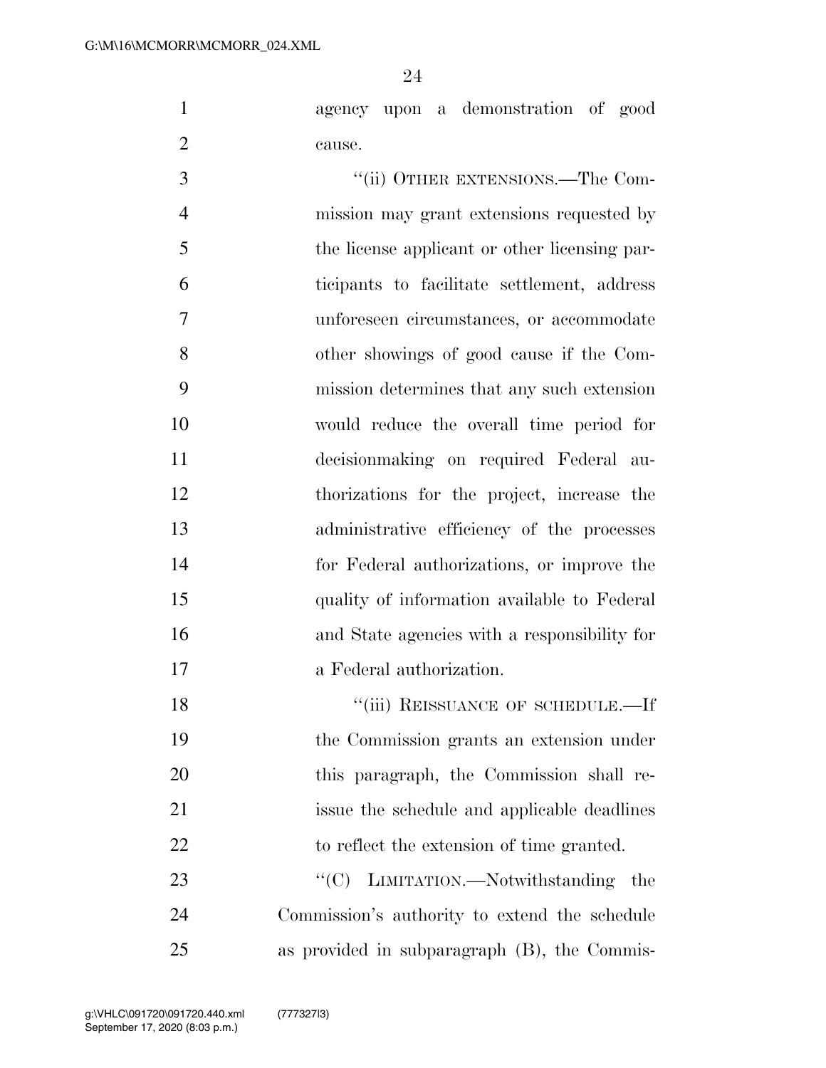agency upon a demonstration of good cause.

"(ii) OTHER EXTENSIONS.—The Commission may grant extensions requested by the license applicant or other licensing participants to facilitate settlement, address unforeseen circumstances, or accommodate other showings of good cause if the Commission determines that any such extension would reduce the overall time period for decisionmaking on required Federal authorizations for the project, increase the administrative efficiency of the processes for Federal authorizations, or improve the quality of information available to Federal and State agencies with a responsibility for a Federal authorization.

"(iii) REISSUANCE OF SCHEDULE.—If the Commission grants an extension under this paragraph, the Commission shall reissue the schedule and applicable deadlines to reflect the extension of time granted.

"(C) LIMITATION.—Notwithstanding the Commission's authority to extend the schedule as provided in subparagraph (B), the Commis-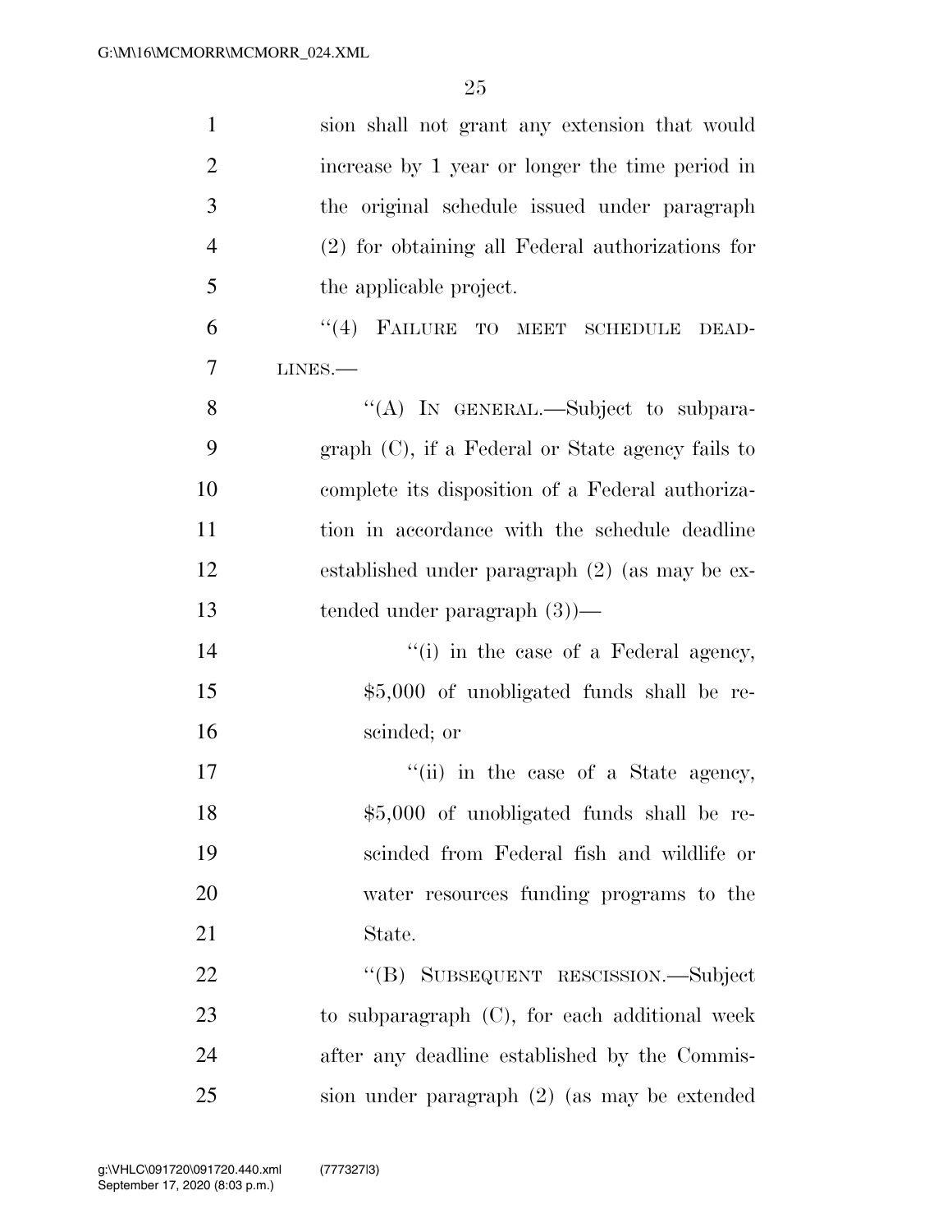sion shall not grant any extension that would increase by 1 year or longer the time period in the original schedule issued under paragraph (2) for obtaining all Federal authorizations for the applicable project.

"(4) FAILURE TO MEET SCHEDULE DEADLINES.—

"(A) IN GENERAL.—Subject to subparagraph (C), if a Federal or State agency fails to complete its disposition of a Federal authorization in accordance with the schedule deadline established under paragraph (2) (as may be extended under paragraph (3))—

"(i) in the case of a Federal agency, $5,000 of unobligated funds shall be rescinded; or

"(ii) in the case of a State agency, $5,000 of unobligated funds shall be rescinded from Federal fish and wildlife or water resources funding programs to the State.

"(B) SUBSEQUENT RESCISSION.—Subject to subparagraph (C), for each additional week after any deadline established by the Commission under paragraph (2) (as may be extended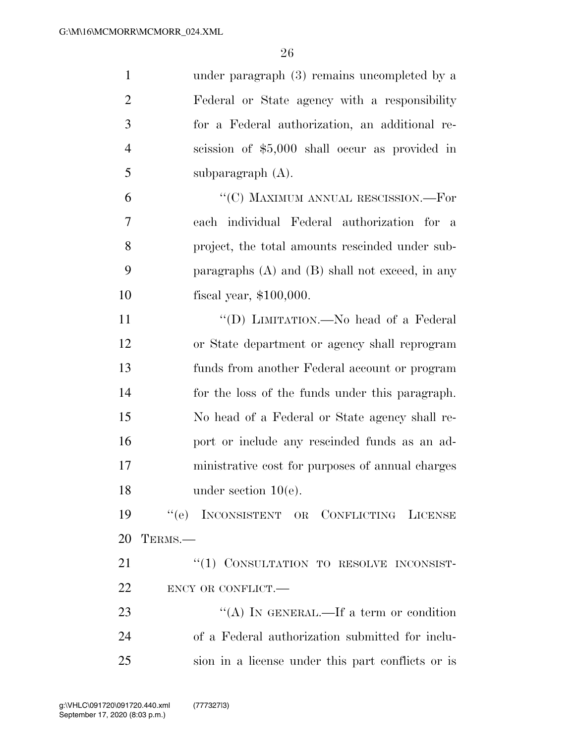under paragraph (3) remains uncompleted by a Federal or State agency with a responsibility for a Federal authorization, an additional rescission of $5,000 shall occur as provided in subparagraph (A).

"(C) MAXIMUM ANNUAL RESCISSION.—For each individual Federal authorization for a project, the total amounts rescinded under subparagraphs (A) and (B) shall not exceed, in any fiscal year, $100,000.

"(D) LIMITATION.—No head of a Federal or State department or agency shall reprogram funds from another Federal account or program for the loss of the funds under this paragraph. No head of a Federal or State agency shall report or include any rescinded funds as an administrative cost for purposes of annual charges under section 10(e).

"(e) INCONSISTENT OR CONFLICTING LICENSE TERMS.—

"(1) CONSULTATION TO RESOLVE INCONSISTENCY OR CONFLICT.—

"(A) IN GENERAL.—If a term or condition of a Federal authorization submitted for inclusion in a license under this part conflicts or is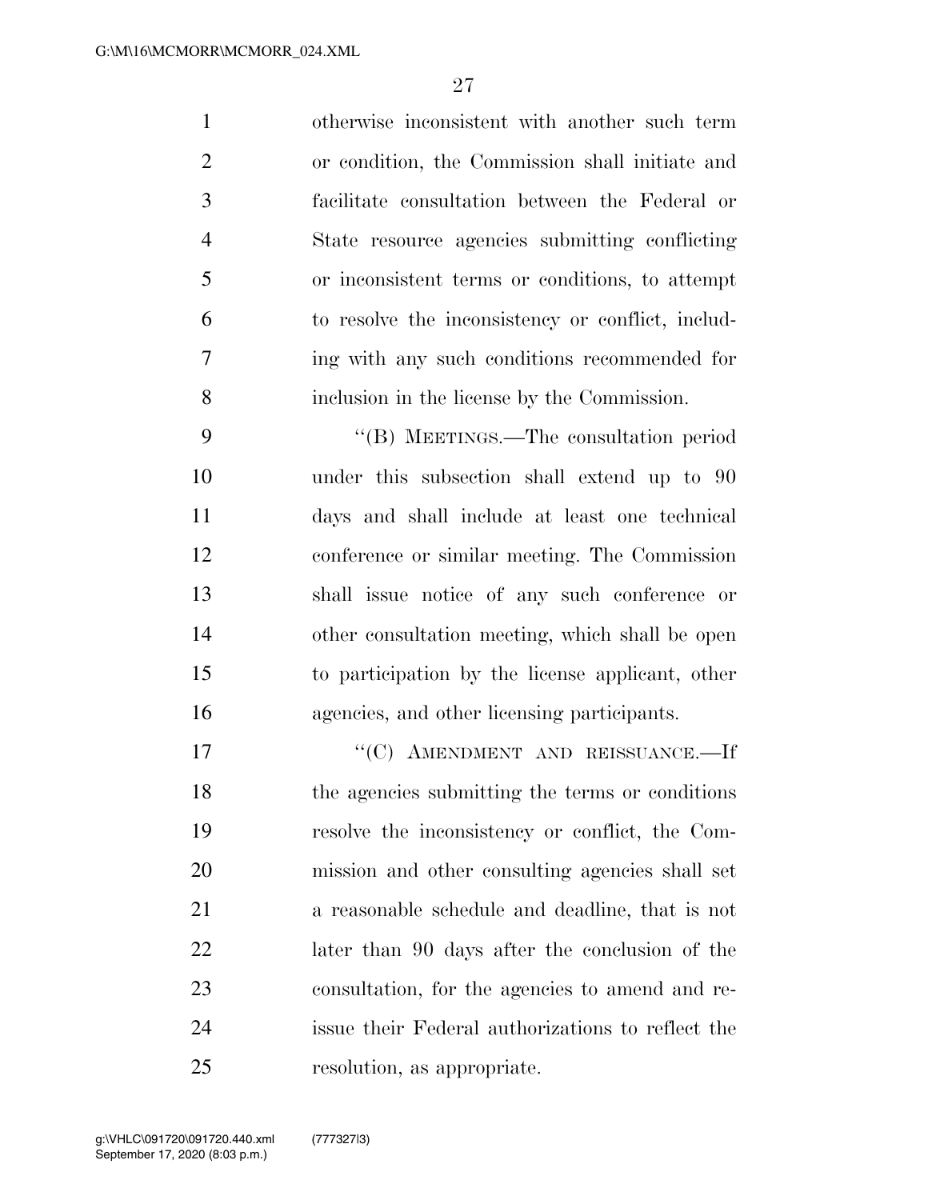otherwise inconsistent with another such term or condition, the Commission shall initiate and facilitate consultation between the Federal or State resource agencies submitting conflicting or inconsistent terms or conditions, to attempt to resolve the inconsistency or conflict, including with any such conditions recommended for inclusion in the license by the Commission.

"(B) MEETINGS.—The consultation period under this subsection shall extend up to 90 days and shall include at least one technical conference or similar meeting. The Commission shall issue notice of any such conference or other consultation meeting, which shall be open to participation by the license applicant, other agencies, and other licensing participants.

"(C) AMENDMENT AND REISSUANCE.—If the agencies submitting the terms or conditions resolve the inconsistency or conflict, the Commission and other consulting agencies shall set a reasonable schedule and deadline, that is not later than 90 days after the conclusion of the consultation, for the agencies to amend and reissue their Federal authorizations to reflect the resolution, as appropriate.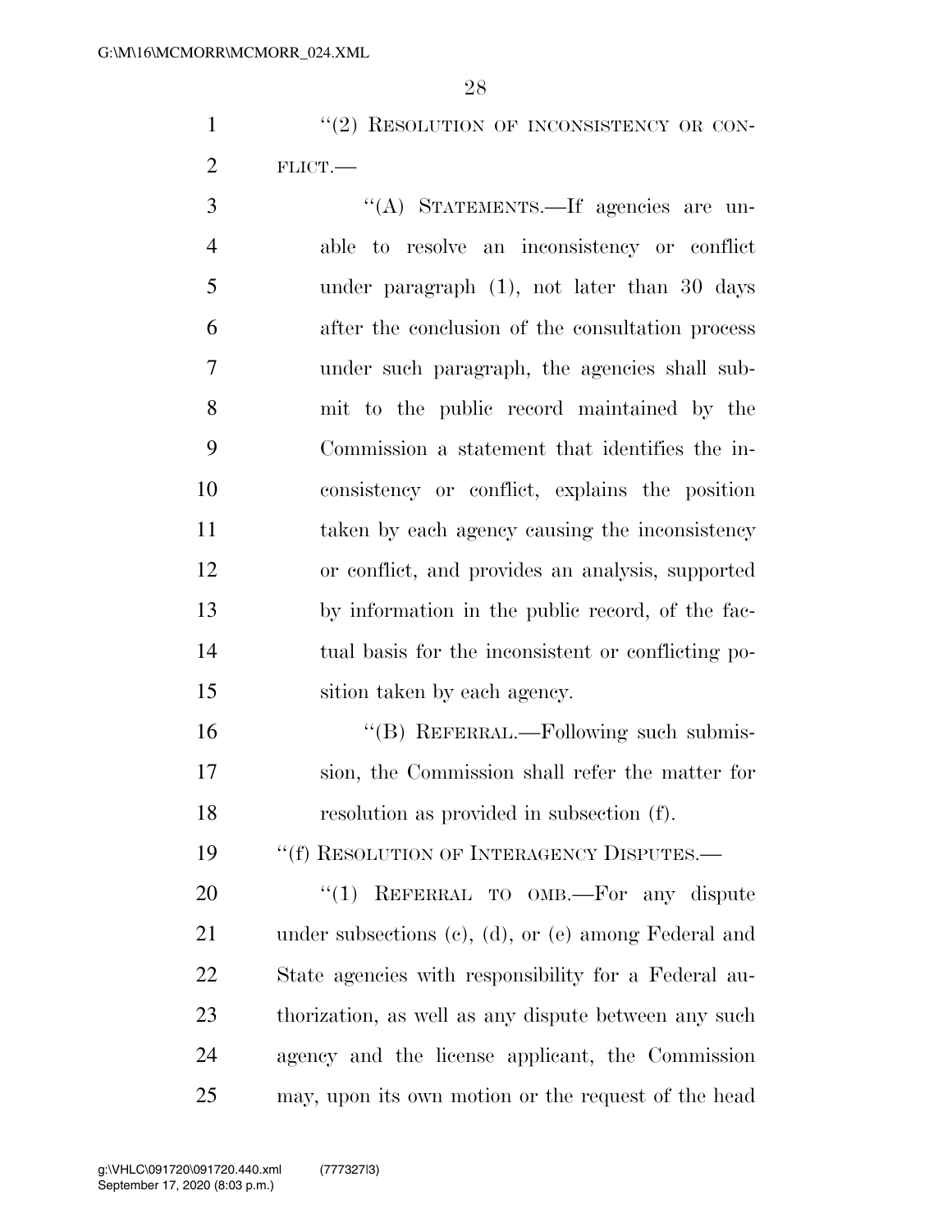"(2) RESOLUTION OF INCONSISTENCY OR CONFLICT.—

"(A) STATEMENTS.—If agencies are unable to resolve an inconsistency or conflict under paragraph (1), not later than 30 days after the conclusion of the consultation process under such paragraph, the agencies shall submit to the public record maintained by the Commission a statement that identifies the inconsistency or conflict, explains the position taken by each agency causing the inconsistency or conflict, and provides an analysis, supported by information in the public record, of the factual basis for the inconsistent or conflicting position taken by each agency.

"(B) REFERRAL.—Following such submission, the Commission shall refer the matter for resolution as provided in subsection (f).

"(f) RESOLUTION OF INTERAGENCY DISPUTES.—

"(1) REFERRAL TO OMB.—For any dispute under subsections (c), (d), or (e) among Federal and State agencies with responsibility for a Federal authorization, as well as any dispute between any such agency and the license applicant, the Commission may, upon its own motion or the request of the head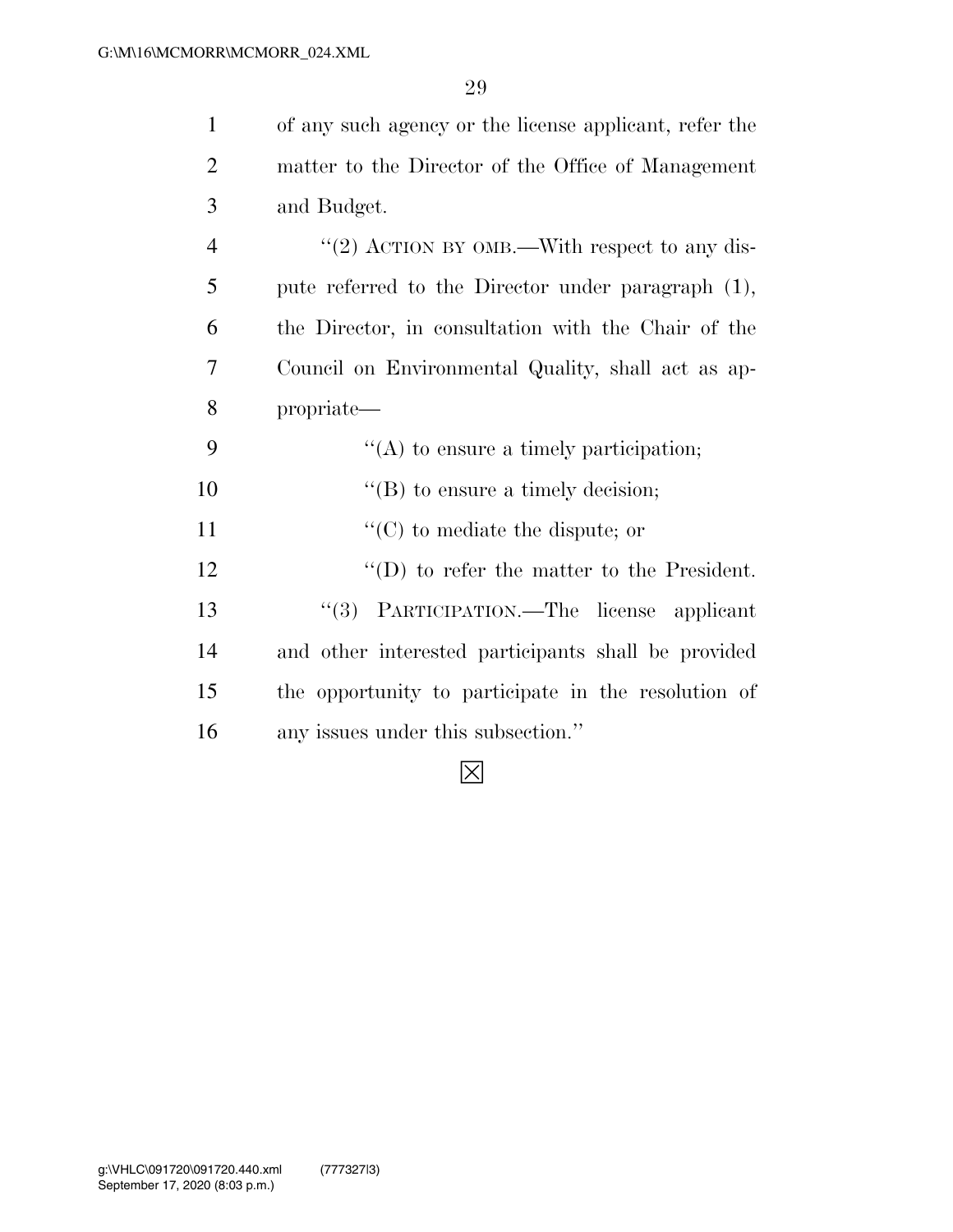of any such agency or the license applicant, refer the matter to the Director of the Office of Management and Budget.

''(2) ACTION BY OMB.—With respect to any dispute referred to the Director under paragraph (1), the Director, in consultation with the Chair of the Council on Environmental Quality, shall act as appropriate—

''(A) to ensure a timely participation;

''(B) to ensure a timely decision;

''(C) to mediate the dispute; or

''(D) to refer the matter to the President.

''(3) PARTICIPATION.—The license applicant and other interested participants shall be provided the opportunity to participate in the resolution of any issues under this subsection.''

☒